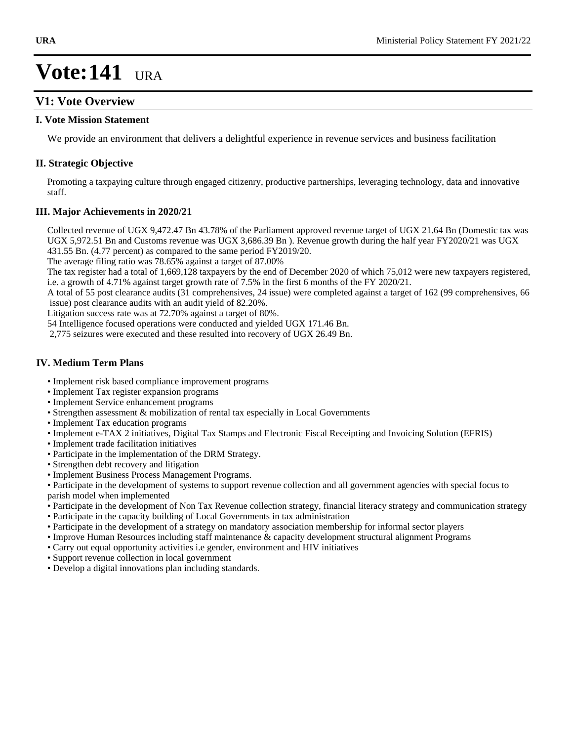# Vote:141 URA

## V1: Vote Overview

### I. Vote Mission Statement

We provide an environment that delivers a delightful experience in revenue services and business facilitation

### II. Strategic Objective

Promoting a taxpaying culture through engaged citizenry, productive partnerships, leveraging technology, data and innovative staff.

### III. Major Achievements in 2020/21

Collected revenue of UGX 9,472.47 Bn 43.78% of the Parliament approved revenue target of UGX 21.64 Bn (Domestic tax was UGX 5,972.51 Bn and Customs revenue was UGX 3,686.39 Bn ). Revenue growth during the half year FY2020/21 was UGX 431.55 Bn. (4.77 percent) as compared to the same period FY2019/20.
The average filing ratio was 78.65% against a target of 87.00%
The tax register had a total of 1,669,128 taxpayers by the end of December 2020 of which 75,012 were new taxpayers registered, i.e. a growth of 4.71% against target growth rate of 7.5% in the first 6 months of the FY 2020/21.
A total of 55 post clearance audits (31 comprehensives, 24 issue) were completed against a target of 162 (99 comprehensives, 66 issue) post clearance audits with an audit yield of 82.20%.
Litigation success rate was at 72.70% against a target of 80%.
54 Intelligence focused operations were conducted and yielded UGX 171.46 Bn.
2,775 seizures were executed and these resulted into recovery of UGX 26.49 Bn.

### IV. Medium Term Plans

- Implement risk based compliance improvement programs
- Implement Tax register expansion programs
- Implement Service enhancement programs
- Strengthen assessment & mobilization of rental tax especially in Local Governments
- Implement Tax education programs
- Implement e-TAX 2 initiatives, Digital Tax Stamps and Electronic Fiscal Receipting and Invoicing Solution (EFRIS)
- Implement trade facilitation initiatives
- Participate in the implementation of the DRM Strategy.
- Strengthen debt recovery and litigation
- Implement Business Process Management Programs.
- Participate in the development of systems to support revenue collection and all government agencies with special focus to parish model when implemented
- Participate in the development of Non Tax Revenue collection strategy, financial literacy strategy and communication strategy
- Participate in the capacity building of Local Governments in tax administration
- Participate in the development of a strategy on mandatory association membership for informal sector players
- Improve Human Resources including staff maintenance & capacity development structural alignment Programs
- Carry out equal opportunity activities i.e gender, environment and HIV initiatives
- Support revenue collection in local government
- Develop a digital innovations plan including standards.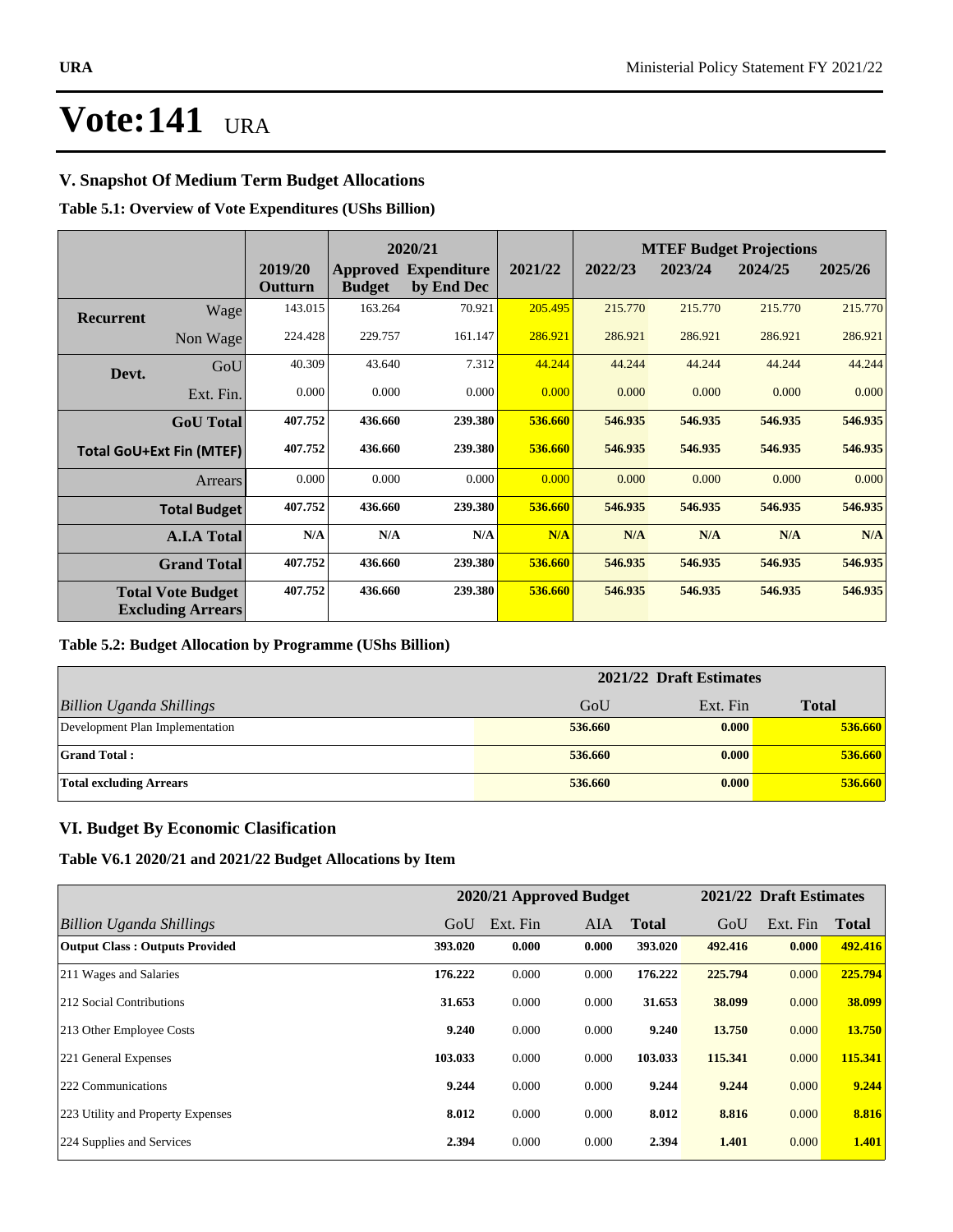# Vote:141 URA

## V. Snapshot Of Medium Term Budget Allocations

**Table 5.1: Overview of Vote Expenditures (UShs Billion)**

| | | | 2020/21 | | | MTEF Budget Projections | | | |
|---|---|---|---|---|---|---|---|---|---|
| | | 2019/20 Outturn | Approved Budget | Expenditure by End Dec | 2021/22 | 2022/23 | 2023/24 | 2024/25 | 2025/26 |
| Recurrent | Wage | 143.015 | 163.264 | 70.921 | 205.495 | 215.770 | 215.770 | 215.770 | 215.770 |
| | Non Wage | 224.428 | 229.757 | 161.147 | 286.921 | 286.921 | 286.921 | 286.921 | 286.921 |
| Devt. | GoU | 40.309 | 43.640 | 7.312 | 44.244 | 44.244 | 44.244 | 44.244 | 44.244 |
| | Ext. Fin. | 0.000 | 0.000 | 0.000 | 0.000 | 0.000 | 0.000 | 0.000 | 0.000 |
| | **GoU Total** | **407.752** | **436.660** | **239.380** | **536.660** | **546.935** | **546.935** | **546.935** | **546.935** |
| **Total GoU+Ext Fin (MTEF)** | | **407.752** | **436.660** | **239.380** | **536.660** | **546.935** | **546.935** | **546.935** | **546.935** |
| | Arrears | 0.000 | 0.000 | 0.000 | 0.000 | 0.000 | 0.000 | 0.000 | 0.000 |
| | **Total Budget** | **407.752** | **436.660** | **239.380** | **536.660** | **546.935** | **546.935** | **546.935** | **546.935** |
| | **A.I.A Total** | **N/A** | **N/A** | **N/A** | **N/A** | **N/A** | **N/A** | **N/A** | **N/A** |
| | **Grand Total** | **407.752** | **436.660** | **239.380** | **536.660** | **546.935** | **546.935** | **546.935** | **546.935** |
| **Total Vote Budget Excluding Arrears** | | **407.752** | **436.660** | **239.380** | **536.660** | **546.935** | **546.935** | **546.935** | **546.935** |

**Table 5.2: Budget Allocation by Programme (UShs Billion)**

| | 2021/22 Draft Estimates | | |
|---|---|---|---|
| *Billion Uganda Shillings* | GoU | Ext. Fin | **Total** |
| Development Plan Implementation | **536.660** | **0.000** | **536.660** |
| **Grand Total :** | **536.660** | **0.000** | **536.660** |
| **Total excluding Arrears** | **536.660** | **0.000** | **536.660** |

## VI. Budget By Economic Clasification

**Table V6.1 2020/21 and 2021/22 Budget Allocations by Item**

| | 2020/21 Approved Budget | | | | 2021/22 Draft Estimates | | |
|---|---|---|---|---|---|---|---|
| *Billion Uganda Shillings* | GoU | Ext. Fin | AIA | **Total** | GoU | Ext. Fin | **Total** |
| **Output Class : Outputs Provided** | **393.020** | **0.000** | **0.000** | **393.020** | **492.416** | **0.000** | **492.416** |
| 211 Wages and Salaries | **176.222** | 0.000 | 0.000 | **176.222** | **225.794** | 0.000 | **225.794** |
| 212 Social Contributions | **31.653** | 0.000 | 0.000 | **31.653** | **38.099** | 0.000 | **38.099** |
| 213 Other Employee Costs | **9.240** | 0.000 | 0.000 | **9.240** | **13.750** | 0.000 | **13.750** |
| 221 General Expenses | **103.033** | 0.000 | 0.000 | **103.033** | **115.341** | 0.000 | **115.341** |
| 222 Communications | **9.244** | 0.000 | 0.000 | **9.244** | **9.244** | 0.000 | **9.244** |
| 223 Utility and Property Expenses | **8.012** | 0.000 | 0.000 | **8.012** | **8.816** | 0.000 | **8.816** |
| 224 Supplies and Services | **2.394** | 0.000 | 0.000 | **2.394** | **1.401** | 0.000 | **1.401** |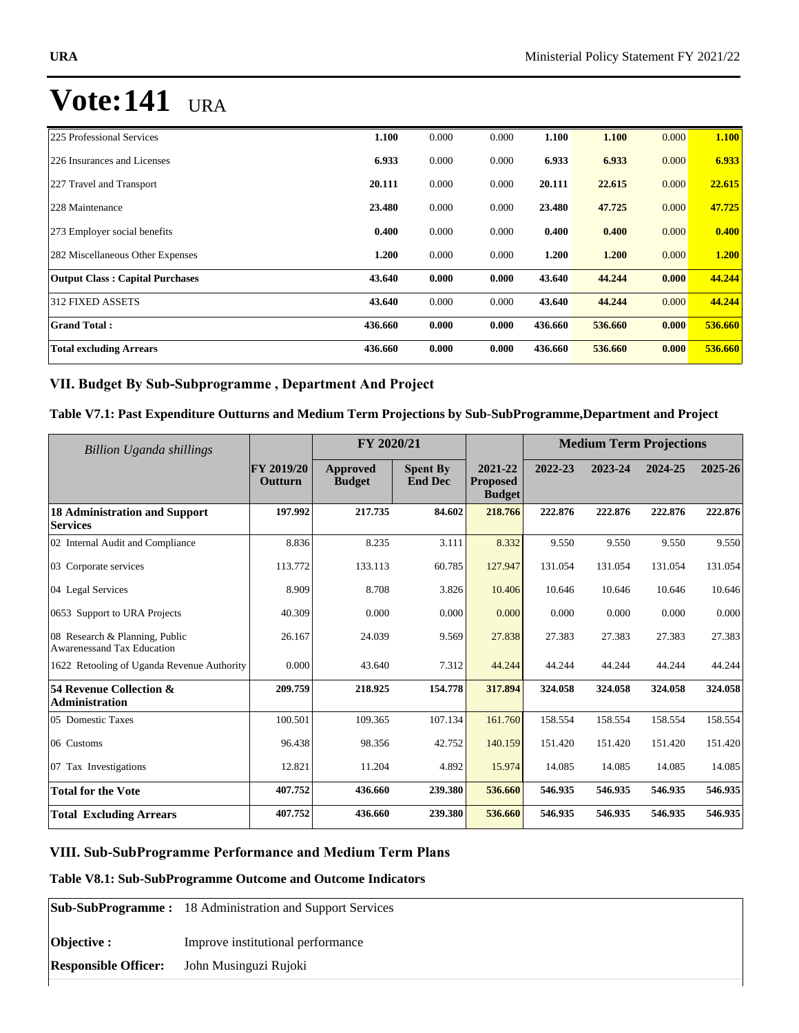# Vote:141 URA

| | | | | | | | |
|---|---|---|---|---|---|---|---|
| 225 Professional Services | **1.100** | 0.000 | 0.000 | **1.100** | **1.100** | 0.000 | **1.100** |
| 226 Insurances and Licenses | **6.933** | 0.000 | 0.000 | **6.933** | **6.933** | 0.000 | **6.933** |
| 227 Travel and Transport | **20.111** | 0.000 | 0.000 | **20.111** | **22.615** | 0.000 | **22.615** |
| 228 Maintenance | **23.480** | 0.000 | 0.000 | **23.480** | **47.725** | 0.000 | **47.725** |
| 273 Employer social benefits | **0.400** | 0.000 | 0.000 | **0.400** | **0.400** | 0.000 | **0.400** |
| 282 Miscellaneous Other Expenses | **1.200** | 0.000 | 0.000 | **1.200** | **1.200** | 0.000 | **1.200** |
| **Output Class : Capital Purchases** | **43.640** | **0.000** | **0.000** | **43.640** | **44.244** | **0.000** | **44.244** |
| 312 FIXED ASSETS | **43.640** | 0.000 | 0.000 | **43.640** | **44.244** | 0.000 | **44.244** |
| **Grand Total :** | **436.660** | **0.000** | **0.000** | **436.660** | **536.660** | **0.000** | **536.660** |
| **Total excluding Arrears** | **436.660** | **0.000** | **0.000** | **436.660** | **536.660** | **0.000** | **536.660** |

## VII. Budget By Sub-Subprogramme , Department And Project

### Table V7.1: Past Expenditure Outturns and Medium Term Projections by Sub-SubProgramme,Department and Project

| *Billion Uganda shillings* | | FY 2020/21 | | | Medium Term Projections | | | |
|---|---|---|---|---|---|---|---|---|
| | **FY 2019/20 Outturn** | **Approved Budget** | **Spent By End Dec** | **2021-22 Proposed Budget** | **2022-23** | **2023-24** | **2024-25** | **2025-26** |
| **18 Administration and Support Services** | **197.992** | **217.735** | **84.602** | **218.766** | **222.876** | **222.876** | **222.876** | **222.876** |
| 02 Internal Audit and Compliance | 8.836 | 8.235 | 3.111 | 8.332 | 9.550 | 9.550 | 9.550 | 9.550 |
| 03 Corporate services | 113.772 | 133.113 | 60.785 | 127.947 | 131.054 | 131.054 | 131.054 | 131.054 |
| 04 Legal Services | 8.909 | 8.708 | 3.826 | 10.406 | 10.646 | 10.646 | 10.646 | 10.646 |
| 0653 Support to URA Projects | 40.309 | 0.000 | 0.000 | 0.000 | 0.000 | 0.000 | 0.000 | 0.000 |
| 08 Research & Planning, Public Awarenessand Tax Education | 26.167 | 24.039 | 9.569 | 27.838 | 27.383 | 27.383 | 27.383 | 27.383 |
| 1622 Retooling of Uganda Revenue Authority | 0.000 | 43.640 | 7.312 | 44.244 | 44.244 | 44.244 | 44.244 | 44.244 |
| **54 Revenue Collection & Administration** | **209.759** | **218.925** | **154.778** | **317.894** | **324.058** | **324.058** | **324.058** | **324.058** |
| 05 Domestic Taxes | 100.501 | 109.365 | 107.134 | 161.760 | 158.554 | 158.554 | 158.554 | 158.554 |
| 06 Customs | 96.438 | 98.356 | 42.752 | 140.159 | 151.420 | 151.420 | 151.420 | 151.420 |
| 07 Tax Investigations | 12.821 | 11.204 | 4.892 | 15.974 | 14.085 | 14.085 | 14.085 | 14.085 |
| **Total for the Vote** | **407.752** | **436.660** | **239.380** | **536.660** | **546.935** | **546.935** | **546.935** | **546.935** |
| **Total Excluding Arrears** | **407.752** | **436.660** | **239.380** | **536.660** | **546.935** | **546.935** | **546.935** | **546.935** |

## VIII. Sub-SubProgramme Performance and Medium Term Plans

### Table V8.1: Sub-SubProgramme Outcome and Outcome Indicators

| | |
|---|---|
| **Sub-SubProgramme :** | 18 Administration and Support Services |
| **Objective :** | Improve institutional performance |
| **Responsible Officer:** | John Musinguzi Rujoki |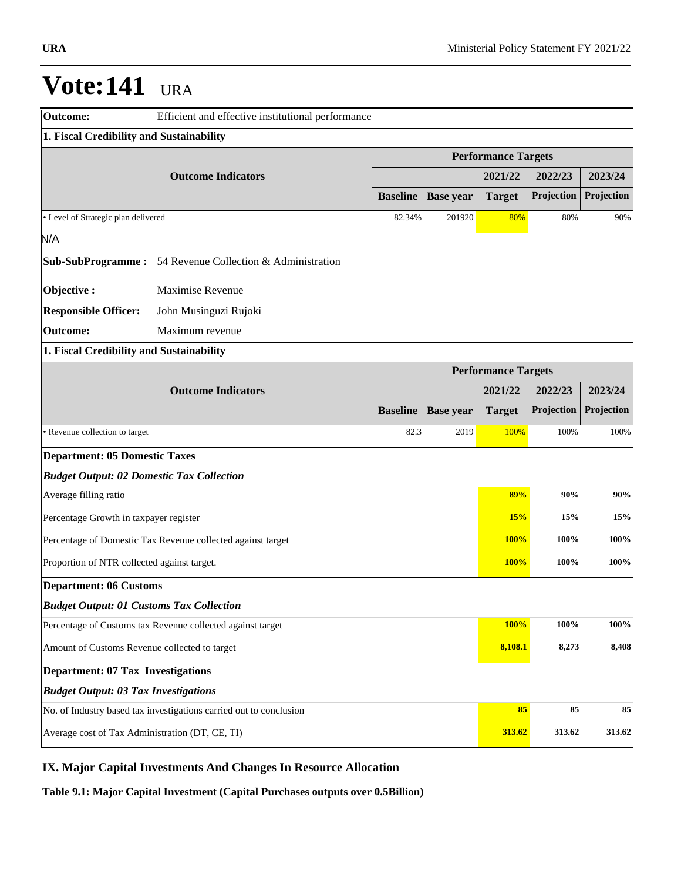# Vote:141 URA

| Outcome: | Efficient and effective institutional performance | | | | | |
|---|---|---|---|---|---|---|
| **1. Fiscal Credibility and Sustainability** | | | | | | |
| **Outcome Indicators** | | **Performance Targets** | | | | |
| | | | | **2021/22** | **2022/23** | **2023/24** |
| | | **Baseline** | **Base year** | **Target** | **Projection** | **Projection** |
| • Level of Strategic plan delivered | | 82.34% | 201920 | 80% | 80% | 90% |

N/A

**Sub-SubProgramme :** 54 Revenue Collection & Administration

**Objective :** Maximise Revenue

**Responsible Officer:** John Musinguzi Rujoki

| Outcome: | Maximum revenue | | | | | |
|---|---|---|---|---|---|---|
| **1. Fiscal Credibility and Sustainability** | | | | | | |
| **Outcome Indicators** | | **Performance Targets** | | | | |
| | | | | **2021/22** | **2022/23** | **2023/24** |
| | | **Baseline** | **Base year** | **Target** | **Projection** | **Projection** |
| • Revenue collection to target | | 82.3 | 2019 | 100% | 100% | 100% |
| **Department: 05 Domestic Taxes** | | | | | | |
| ***Budget Output: 02 Domestic Tax Collection*** | | | | | | |
| Average filling ratio | | | | **89%** | **90%** | **90%** |
| Percentage Growth in taxpayer register | | | | **15%** | **15%** | **15%** |
| Percentage of Domestic Tax Revenue collected against target | | | | **100%** | **100%** | **100%** |
| Proportion of NTR collected against target. | | | | **100%** | **100%** | **100%** |
| **Department: 06 Customs** | | | | | | |
| ***Budget Output: 01 Customs Tax Collection*** | | | | | | |
| Percentage of Customs tax Revenue collected against target | | | | **100%** | **100%** | **100%** |
| Amount of Customs Revenue collected to target | | | | **8,108.1** | **8,273** | **8,408** |
| **Department: 07 Tax Investigations** | | | | | | |
| ***Budget Output: 03 Tax Investigations*** | | | | | | |
| No. of Industry based tax investigations carried out to conclusion | | | | **85** | **85** | **85** |
| Average cost of Tax Administration (DT, CE, TI) | | | | **313.62** | **313.62** | **313.62** |

## IX. Major Capital Investments And Changes In Resource Allocation

**Table 9.1: Major Capital Investment (Capital Purchases outputs over 0.5Billion)**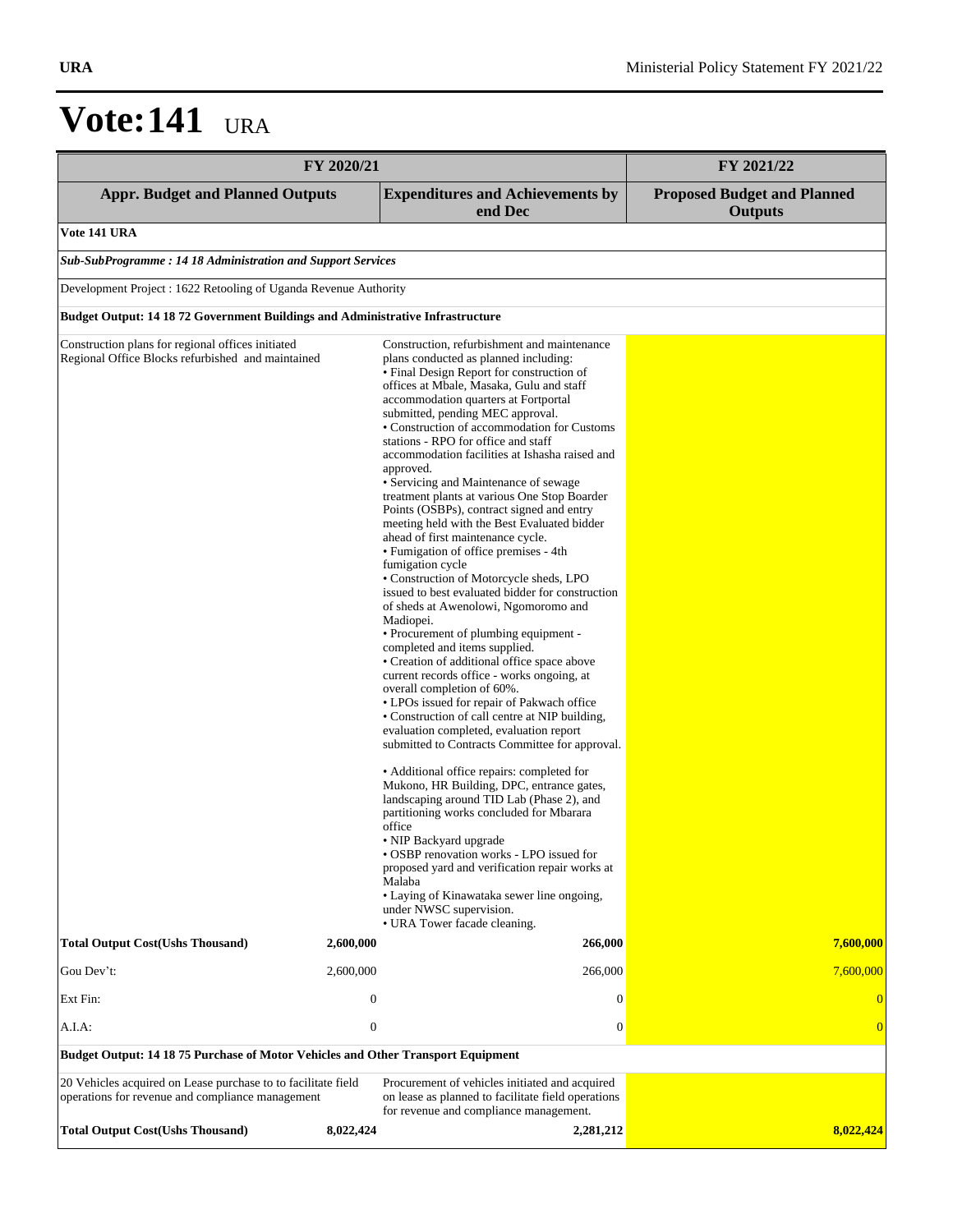# Vote:141 URA

| FY 2020/21 | | | FY 2021/22 |
|---|---|---|---|
| **Appr. Budget and Planned Outputs** | | **Expenditures and Achievements by end Dec** | **Proposed Budget and Planned Outputs** |
| **Vote 141 URA** | | | |
| ***Sub-SubProgramme : 14 18 Administration and Support Services*** | | | |
| Development Project : 1622 Retooling of Uganda Revenue Authority | | | |
| **Budget Output: 14 18 72 Government Buildings and Administrative Infrastructure** | | | |
| Construction plans for regional offices initiated<br>Regional Office Blocks refurbished and maintained | | Construction, refurbishment and maintenance plans conducted as planned including:<br>• Final Design Report for construction of offices at Mbale, Masaka, Gulu and staff accommodation quarters at Fortportal submitted, pending MEC approval.<br>• Construction of accommodation for Customs stations - RPO for office and staff accommodation facilities at Ishasha raised and approved.<br>• Servicing and Maintenance of sewage treatment plants at various One Stop Boarder Points (OSBPs), contract signed and entry meeting held with the Best Evaluated bidder ahead of first maintenance cycle.<br>• Fumigation of office premises - 4th fumigation cycle<br>• Construction of Motorcycle sheds, LPO issued to best evaluated bidder for construction of sheds at Awenolowi, Ngomoromo and Madiopei.<br>• Procurement of plumbing equipment - completed and items supplied.<br>• Creation of additional office space above current records office - works ongoing, at overall completion of 60%.<br>• LPOs issued for repair of Pakwach office<br>• Construction of call centre at NIP building, evaluation completed, evaluation report submitted to Contracts Committee for approval.<br><br>• Additional office repairs: completed for Mukono, HR Building, DPC, entrance gates, landscaping around TID Lab (Phase 2), and partitioning works concluded for Mbarara office<br>• NIP Backyard upgrade<br>• OSBP renovation works - LPO issued for proposed yard and verification repair works at Malaba<br>• Laying of Kinawataka sewer line ongoing, under NWSC supervision.<br>• URA Tower facade cleaning. | |
| **Total Output Cost(Ushs Thousand)** | **2,600,000** | **266,000** | **7,600,000** |
| Gou Dev't: | 2,600,000 | 266,000 | 7,600,000 |
| Ext Fin: | 0 | 0 | 0 |
| A.I.A: | 0 | 0 | 0 |
| **Budget Output: 14 18 75 Purchase of Motor Vehicles and Other Transport Equipment** | | | |
| 20 Vehicles acquired on Lease purchase to to facilitate field operations for revenue and compliance management | | Procurement of vehicles initiated and acquired on lease as planned to facilitate field operations for revenue and compliance management. | |
| **Total Output Cost(Ushs Thousand)** | **8,022,424** | **2,281,212** | **8,022,424** |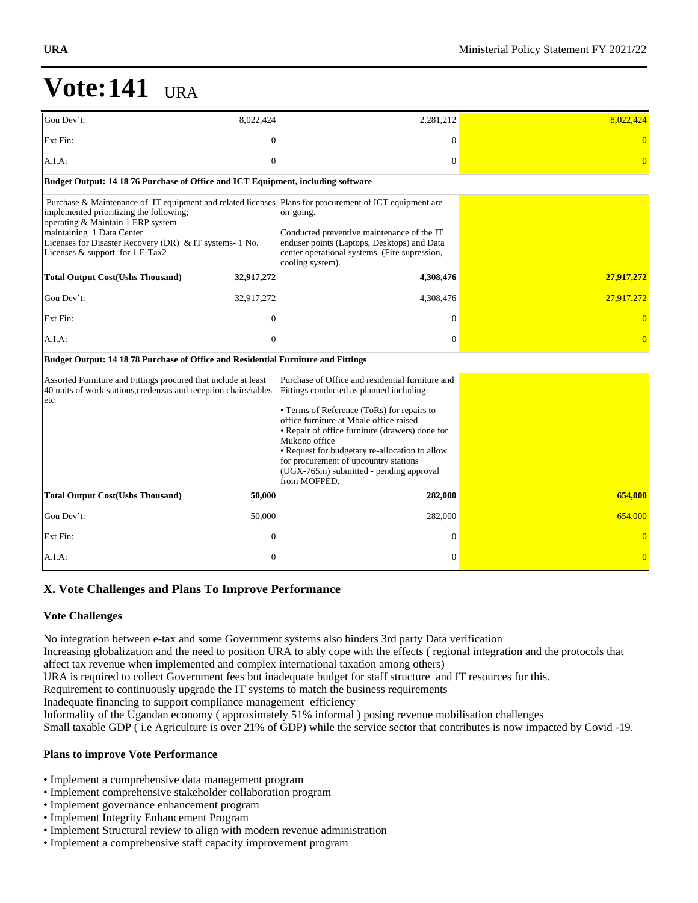# Vote:141 URA

| | | | |
|---|---|---|---|
| Gou Dev't: | 8,022,424 | 2,281,212 | 8,022,424 |
| Ext Fin: | 0 | 0 | 0 |
| A.I.A: | 0 | 0 | 0 |
| **Budget Output: 14 18 76 Purchase of Office and ICT Equipment, including software** | | | |
| Purchase & Maintenance of IT equipment and related licenses implemented prioritizing the following; operating & Maintain 1 ERP system maintaining 1 Data Center Licenses for Disaster Recovery (DR) & IT systems- 1 No. Licenses & support for 1 E-Tax2 | | Plans for procurement of ICT equipment are on-going. Conducted preventive maintenance of the IT enduser points (Laptops, Desktops) and Data center operational systems. (Fire supression, cooling system). | |
| **Total Output Cost(Ushs Thousand)** | **32,917,272** | **4,308,476** | **27,917,272** |
| Gou Dev't: | 32,917,272 | 4,308,476 | 27,917,272 |
| Ext Fin: | 0 | 0 | 0 |
| A.I.A: | 0 | 0 | 0 |
| **Budget Output: 14 18 78 Purchase of Office and Residential Furniture and Fittings** | | | |
| Assorted Furniture and Fittings procured that include at least 40 units of work stations,credenzas and reception chairs/tables etc | | Purchase of Office and residential furniture and Fittings conducted as planned including: • Terms of Reference (ToRs) for repairs to office furniture at Mbale office raised. • Repair of office furniture (drawers) done for Mukono office • Request for budgetary re-allocation to allow for procurement of upcountry stations (UGX-765m) submitted - pending approval from MOFPED. | |
| **Total Output Cost(Ushs Thousand)** | **50,000** | **282,000** | **654,000** |
| Gou Dev't: | 50,000 | 282,000 | 654,000 |
| Ext Fin: | 0 | 0 | 0 |
| A.I.A: | 0 | 0 | 0 |

## X. Vote Challenges and Plans To Improve Performance

### Vote Challenges

No integration between e-tax and some Government systems also hinders 3rd party Data verification
Increasing globalization and the need to position URA to ably cope with the effects ( regional integration and the protocols that affect tax revenue when implemented and complex international taxation among others)
URA is required to collect Government fees but inadequate budget for staff structure and IT resources for this.
Requirement to continuously upgrade the IT systems to match the business requirements
Inadequate financing to support compliance management efficiency
Informality of the Ugandan economy ( approximately 51% informal ) posing revenue mobilisation challenges
Small taxable GDP ( i.e Agriculture is over 21% of GDP) while the service sector that contributes is now impacted by Covid -19.

### Plans to improve Vote Performance

- Implement a comprehensive data management program
- Implement comprehensive stakeholder collaboration program
- Implement governance enhancement program
- Implement Integrity Enhancement Program
- Implement Structural review to align with modern revenue administration
- Implement a comprehensive staff capacity improvement program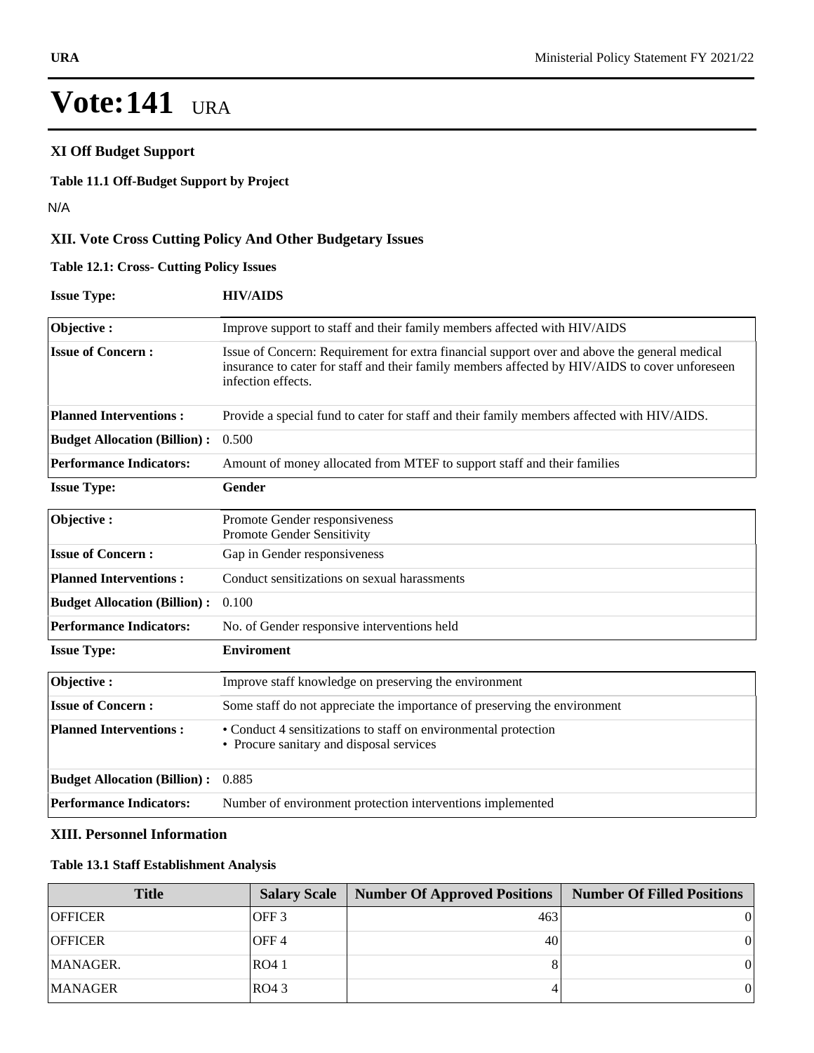# Vote:141 URA

### XI Off Budget Support

**Table 11.1 Off-Budget Support by Project**

N/A

### XII. Vote Cross Cutting Policy And Other Budgetary Issues

**Table 12.1: Cross- Cutting Policy Issues**

| **Issue Type:** | **HIV/AIDS** |
|---|---|
| **Objective :** | Improve support to staff and their family members affected with HIV/AIDS |
| **Issue of Concern :** | Issue of Concern: Requirement for extra financial support over and above the general medical insurance to cater for staff and their family members affected by HIV/AIDS to cover unforeseen infection effects. |
| **Planned Interventions :** | Provide a special fund to cater for staff and their family members affected with HIV/AIDS. |
| **Budget Allocation (Billion) :** | 0.500 |
| **Performance Indicators:** | Amount of money allocated from MTEF to support staff and their families |

| **Issue Type:** | **Gender** |
|---|---|
| **Objective :** | Promote Gender responsiveness<br>Promote Gender Sensitivity |
| **Issue of Concern :** | Gap in Gender responsiveness |
| **Planned Interventions :** | Conduct sensitizations on sexual harassments |
| **Budget Allocation (Billion) :** | 0.100 |
| **Performance Indicators:** | No. of Gender responsive interventions held |

| **Issue Type:** | **Enviroment** |
|---|---|
| **Objective :** | Improve staff knowledge on preserving the environment |
| **Issue of Concern :** | Some staff do not appreciate the importance of preserving the environment |
| **Planned Interventions :** | • Conduct 4 sensitizations to staff on environmental protection<br>• Procure sanitary and disposal services |
| **Budget Allocation (Billion) :** | 0.885 |
| **Performance Indicators:** | Number of environment protection interventions implemented |

### XIII. Personnel Information

**Table 13.1 Staff Establishment Analysis**

| Title | Salary Scale | Number Of Approved Positions | Number Of Filled Positions |
|---|---|---|---|
| OFFICER | OFF 3 | 463 | 0 |
| OFFICER | OFF 4 | 40 | 0 |
| MANAGER. | RO4 1 | 8 | 0 |
| MANAGER | RO4 3 | 4 | 0 |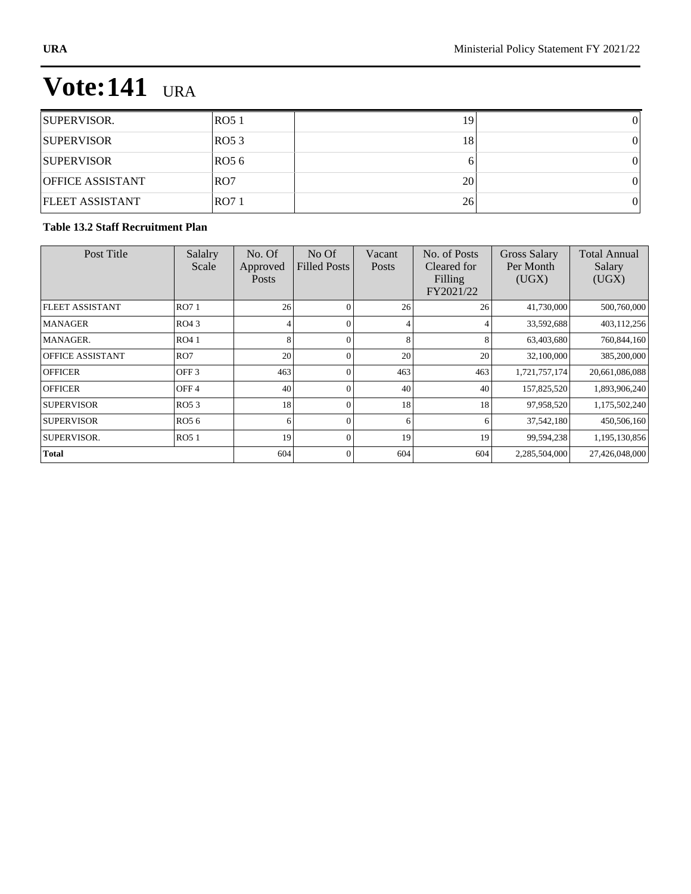# Vote:141 URA

| | | | |
|---|---|---|---|
| SUPERVISOR. | RO5 1 | 19 | 0 |
| SUPERVISOR | RO5 3 | 18 | 0 |
| SUPERVISOR | RO5 6 | 6 | 0 |
| OFFICE ASSISTANT | RO7 | 20 | 0 |
| FLEET ASSISTANT | RO7 1 | 26 | 0 |

**Table 13.2 Staff Recruitment Plan**

| Post Title | Salalry Scale | No. Of Approved Posts | No Of Filled Posts | Vacant Posts | No. of Posts Cleared for Filling FY2021/22 | Gross Salary Per Month (UGX) | Total Annual Salary (UGX) |
|---|---|---|---|---|---|---|---|
| FLEET ASSISTANT | RO7 1 | 26 | 0 | 26 | 26 | 41,730,000 | 500,760,000 |
| MANAGER | RO4 3 | 4 | 0 | 4 | 4 | 33,592,688 | 403,112,256 |
| MANAGER. | RO4 1 | 8 | 0 | 8 | 8 | 63,403,680 | 760,844,160 |
| OFFICE ASSISTANT | RO7 | 20 | 0 | 20 | 20 | 32,100,000 | 385,200,000 |
| OFFICER | OFF 3 | 463 | 0 | 463 | 463 | 1,721,757,174 | 20,661,086,088 |
| OFFICER | OFF 4 | 40 | 0 | 40 | 40 | 157,825,520 | 1,893,906,240 |
| SUPERVISOR | RO5 3 | 18 | 0 | 18 | 18 | 97,958,520 | 1,175,502,240 |
| SUPERVISOR | RO5 6 | 6 | 0 | 6 | 6 | 37,542,180 | 450,506,160 |
| SUPERVISOR. | RO5 1 | 19 | 0 | 19 | 19 | 99,594,238 | 1,195,130,856 |
| **Total** | | 604 | 0 | 604 | 604 | 2,285,504,000 | 27,426,048,000 |